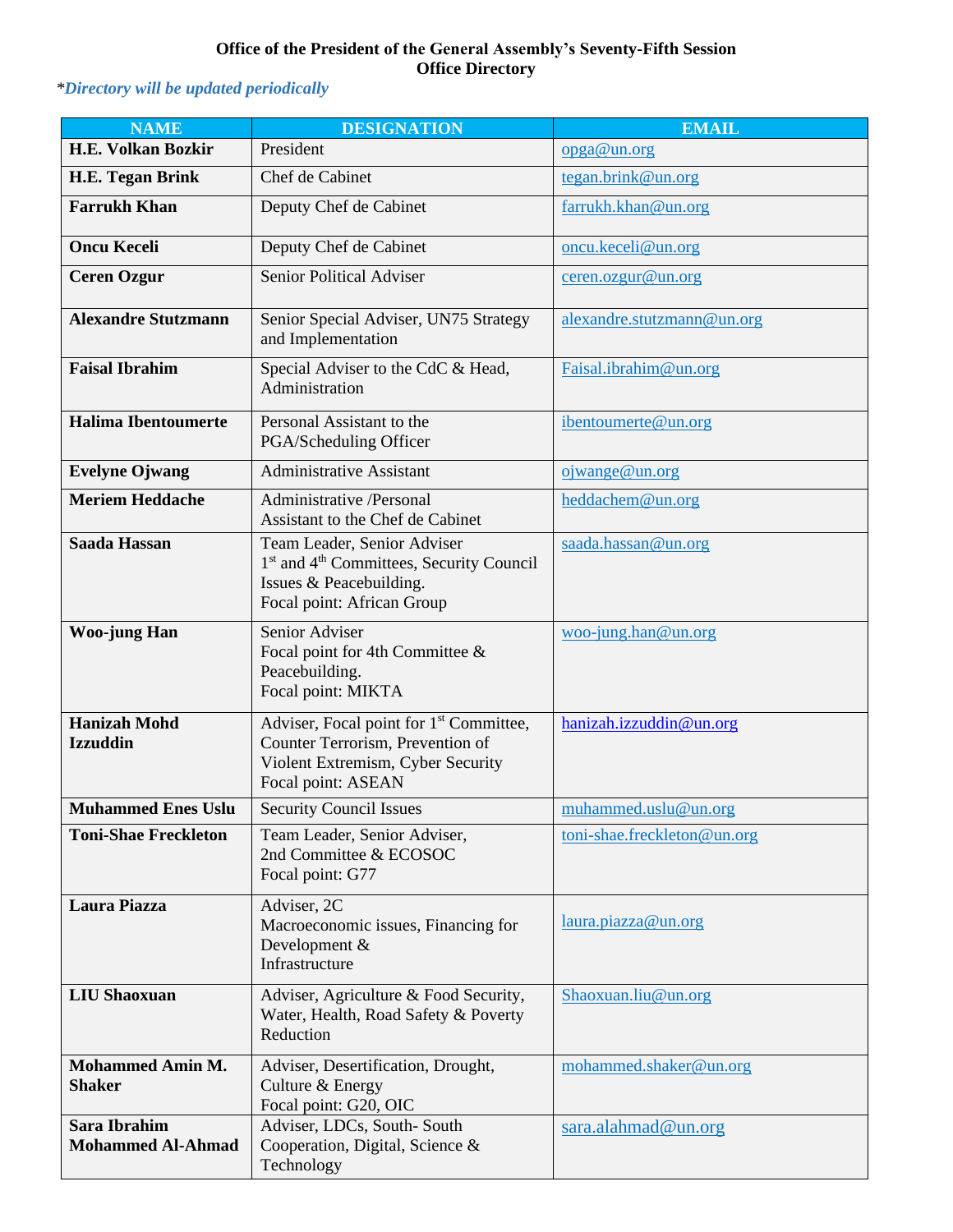**Office of the President of the General Assembly's Seventy-Fifth Session**
**Office Directory**

**Directory will be updated periodically*

| NAME | DESIGNATION | EMAIL |
|---|---|---|
| **H.E. Volkan Bozkir** | President | opga@un.org |
| **H.E. Tegan Brink** | Chef de Cabinet | tegan.brink@un.org |
| **Farrukh Khan** | Deputy Chef de Cabinet | farrukh.khan@un.org |
| **Oncu Keceli** | Deputy Chef de Cabinet | oncu.keceli@un.org |
| **Ceren Ozgur** | Senior Political Adviser | ceren.ozgur@un.org |
| **Alexandre Stutzmann** | Senior Special Adviser, UN75 Strategy and Implementation | alexandre.stutzmann@un.org |
| **Faisal Ibrahim** | Special Adviser to the CdC & Head, Administration | Faisal.ibrahim@un.org |
| **Halima Ibentoumerte** | Personal Assistant to the PGA/Scheduling Officer | ibentoumerte@un.org |
| **Evelyne Ojwang** | Administrative Assistant | ojwange@un.org |
| **Meriem Heddache** | Administrative /Personal Assistant to the Chef de Cabinet | heddachem@un.org |
| **Saada Hassan** | Team Leader, Senior Adviser 1st and 4th Committees, Security Council Issues & Peacebuilding. Focal point: African Group | saada.hassan@un.org |
| **Woo-jung Han** | Senior Adviser Focal point for 4th Committee & Peacebuilding. Focal point: MIKTA | woo-jung.han@un.org |
| **Hanizah Mohd Izzuddin** | Adviser, Focal point for 1st Committee, Counter Terrorism, Prevention of Violent Extremism, Cyber Security Focal point: ASEAN | hanizah.izzuddin@un.org |
| **Muhammed Enes Uslu** | Security Council Issues | muhammed.uslu@un.org |
| **Toni-Shae Freckleton** | Team Leader, Senior Adviser, 2nd Committee & ECOSOC Focal point: G77 | toni-shae.freckleton@un.org |
| **Laura Piazza** | Adviser, 2C Macroeconomic issues, Financing for Development & Infrastructure | laura.piazza@un.org |
| **LIU Shaoxuan** | Adviser, Agriculture & Food Security, Water, Health, Road Safety & Poverty Reduction | Shaoxuan.liu@un.org |
| **Mohammed Amin M. Shaker** | Adviser, Desertification, Drought, Culture & Energy Focal point: G20, OIC | mohammed.shaker@un.org |
| **Sara Ibrahim Mohammed Al-Ahmad** | Adviser, LDCs, South- South Cooperation, Digital, Science & Technology | sara.alahmad@un.org |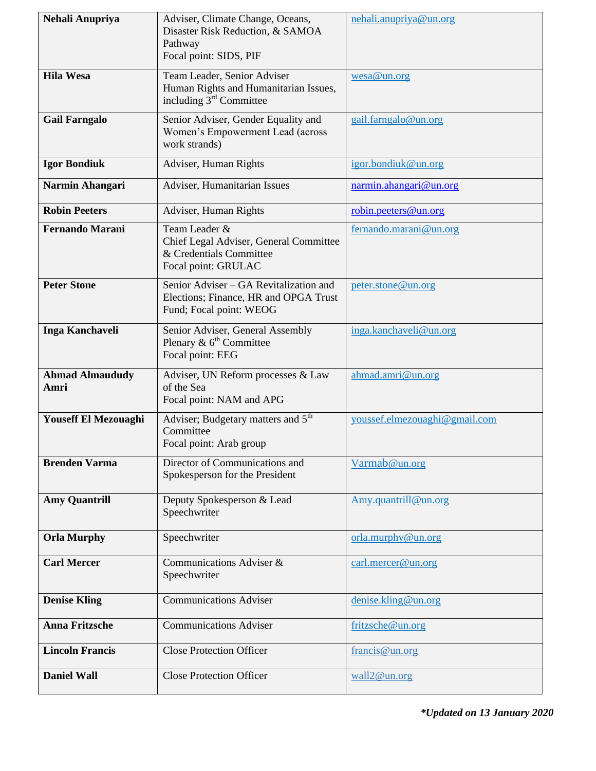| | | |
|---|---|---|
| **Nehali Anupriya** | Adviser, Climate Change, Oceans, Disaster Risk Reduction, & SAMOA Pathway<br>Focal point: SIDS, PIF | nehali.anupriya@un.org |
| **Hila Wesa** | Team Leader, Senior Adviser<br>Human Rights and Humanitarian Issues, including 3rd Committee | wesa@un.org |
| **Gail Farngalo** | Senior Adviser, Gender Equality and Women's Empowerment Lead (across work strands) | gail.farngalo@un.org |
| **Igor Bondiuk** | Adviser, Human Rights | igor.bondiuk@un.org |
| **Narmin Ahangari** | Adviser, Humanitarian Issues | narmin.ahangari@un.org |
| **Robin Peeters** | Adviser, Human Rights | robin.peeters@un.org |
| **Fernando Marani** | Team Leader &<br>Chief Legal Adviser, General Committee & Credentials Committee<br>Focal point: GRULAC | fernando.marani@un.org |
| **Peter Stone** | Senior Adviser – GA Revitalization and Elections; Finance, HR and OPGA Trust Fund; Focal point: WEOG | peter.stone@un.org |
| **Inga Kanchaveli** | Senior Adviser, General Assembly Plenary & 6th Committee<br>Focal point: EEG | inga.kanchaveli@un.org |
| **Ahmad Almaududy Amri** | Adviser, UN Reform processes & Law of the Sea<br>Focal point: NAM and APG | ahmad.amri@un.org |
| **Youseff El Mezouaghi** | Adviser; Budgetary matters and 5th Committee<br>Focal point: Arab group | youssef.elmezouaghi@gmail.com |
| **Brenden Varma** | Director of Communications and Spokesperson for the President | Varmab@un.org |
| **Amy Quantrill** | Deputy Spokesperson & Lead Speechwriter | Amy.quantrill@un.org |
| **Orla Murphy** | Speechwriter | orla.murphy@un.org |
| **Carl Mercer** | Communications Adviser & Speechwriter | carl.mercer@un.org |
| **Denise Kling** | Communications Adviser | denise.kling@un.org |
| **Anna Fritzsche** | Communications Adviser | fritzsche@un.org |
| **Lincoln Francis** | Close Protection Officer | francis@un.org |
| **Daniel Wall** | Close Protection Officer | wall2@un.org |

***Updated on 13 January 2020**